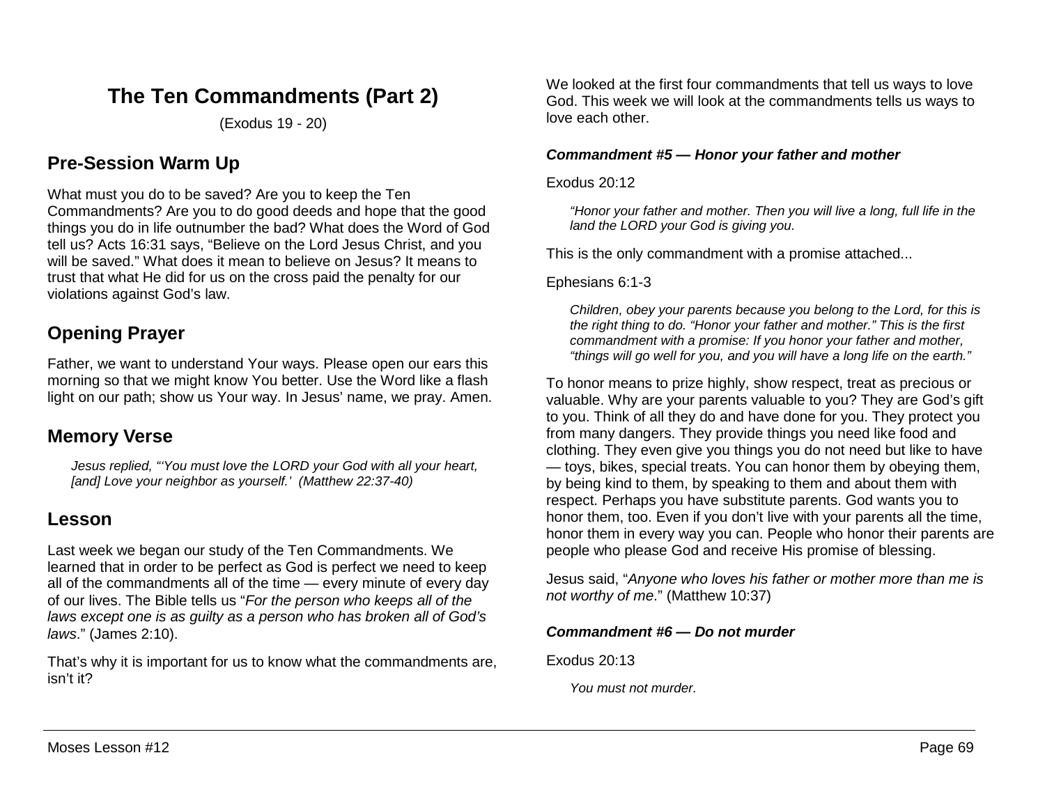# The Ten Commandments (Part 2)

(Exodus 19 - 20)

## Pre-Session Warm Up

What must you do to be saved? Are you to keep the Ten Commandments? Are you to do good deeds and hope that the good things you do in life outnumber the bad? What does the Word of God tell us? Acts 16:31 says, "Believe on the Lord Jesus Christ, and you will be saved." What does it mean to believe on Jesus? It means to trust that what He did for us on the cross paid the penalty for our violations against God's law.

## Opening Prayer

Father, we want to understand Your ways. Please open our ears this morning so that we might know You better. Use the Word like a flash light on our path; show us Your way. In Jesus' name, we pray. Amen.

## Memory Verse

> *Jesus replied, "'You must love the LORD your God with all your heart, [and] Love your neighbor as yourself.' (Matthew 22:37-40)*

## Lesson

Last week we began our study of the Ten Commandments. We learned that in order to be perfect as God is perfect we need to keep all of the commandments all of the time — every minute of every day of our lives. The Bible tells us "*For the person who keeps all of the laws except one is as guilty as a person who has broken all of God's laws*." (James 2:10).

That's why it is important for us to know what the commandments are, isn't it?

We looked at the first four commandments that tell us ways to love God. This week we will look at the commandments tells us ways to love each other.

### *Commandment #5 — Honor your father and mother*

Exodus 20:12

> *"Honor your father and mother. Then you will live a long, full life in the land the LORD your God is giving you.*

This is the only commandment with a promise attached...

Ephesians 6:1-3

> *Children, obey your parents because you belong to the Lord, for this is the right thing to do. "Honor your father and mother." This is the first commandment with a promise: If you honor your father and mother, "things will go well for you, and you will have a long life on the earth."*

To honor means to prize highly, show respect, treat as precious or valuable. Why are your parents valuable to you? They are God's gift to you. Think of all they do and have done for you. They protect you from many dangers. They provide things you need like food and clothing. They even give you things you do not need but like to have — toys, bikes, special treats. You can honor them by obeying them, by being kind to them, by speaking to them and about them with respect. Perhaps you have substitute parents. God wants you to honor them, too. Even if you don't live with your parents all the time, honor them in every way you can. People who honor their parents are people who please God and receive His promise of blessing.

Jesus said, "*Anyone who loves his father or mother more than me is not worthy of me*." (Matthew 10:37)

### *Commandment #6 — Do not murder*

Exodus 20:13

> *You must not murder.*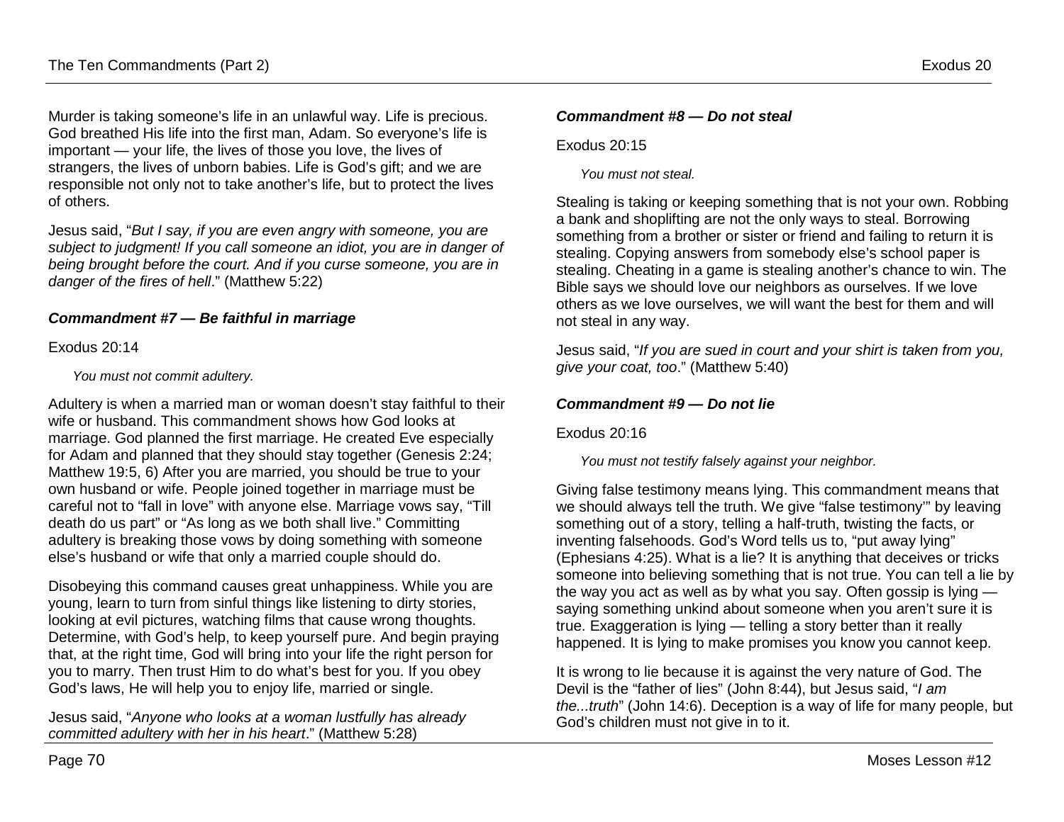Murder is taking someone's life in an unlawful way. Life is precious. God breathed His life into the first man, Adam. So everyone's life is important — your life, the lives of those you love, the lives of strangers, the lives of unborn babies. Life is God's gift; and we are responsible not only not to take another's life, but to protect the lives of others.

Jesus said, "*But I say, if you are even angry with someone, you are subject to judgment! If you call someone an idiot, you are in danger of being brought before the court. And if you curse someone, you are in danger of the fires of hell*." (Matthew 5:22)

### *Commandment #7 — Be faithful in marriage*

Exodus 20:14

> *You must not commit adultery.*

Adultery is when a married man or woman doesn't stay faithful to their wife or husband. This commandment shows how God looks at marriage. God planned the first marriage. He created Eve especially for Adam and planned that they should stay together (Genesis 2:24; Matthew 19:5, 6) After you are married, you should be true to your own husband or wife. People joined together in marriage must be careful not to "fall in love" with anyone else. Marriage vows say, "Till death do us part" or "As long as we both shall live." Committing adultery is breaking those vows by doing something with someone else's husband or wife that only a married couple should do.

Disobeying this command causes great unhappiness. While you are young, learn to turn from sinful things like listening to dirty stories, looking at evil pictures, watching films that cause wrong thoughts. Determine, with God's help, to keep yourself pure. And begin praying that, at the right time, God will bring into your life the right person for you to marry. Then trust Him to do what's best for you. If you obey God's laws, He will help you to enjoy life, married or single.

Jesus said, "*Anyone who looks at a woman lustfully has already committed adultery with her in his heart*." (Matthew 5:28)

### *Commandment #8 — Do not steal*

Exodus 20:15

> *You must not steal.*

Stealing is taking or keeping something that is not your own. Robbing a bank and shoplifting are not the only ways to steal. Borrowing something from a brother or sister or friend and failing to return it is stealing. Copying answers from somebody else's school paper is stealing. Cheating in a game is stealing another's chance to win. The Bible says we should love our neighbors as ourselves. If we love others as we love ourselves, we will want the best for them and will not steal in any way.

Jesus said, "*If you are sued in court and your shirt is taken from you, give your coat, too*." (Matthew 5:40)

### *Commandment #9 — Do not lie*

Exodus 20:16

> *You must not testify falsely against your neighbor.*

Giving false testimony means lying. This commandment means that we should always tell the truth. We give "false testimony'" by leaving something out of a story, telling a half-truth, twisting the facts, or inventing falsehoods. God's Word tells us to, "put away lying" (Ephesians 4:25). What is a lie? It is anything that deceives or tricks someone into believing something that is not true. You can tell a lie by the way you act as well as by what you say. Often gossip is lying — saying something unkind about someone when you aren't sure it is true. Exaggeration is lying — telling a story better than it really happened. It is lying to make promises you know you cannot keep.

It is wrong to lie because it is against the very nature of God. The Devil is the "father of lies" (John 8:44), but Jesus said, "*I am the...truth*" (John 14:6). Deception is a way of life for many people, but God's children must not give in to it.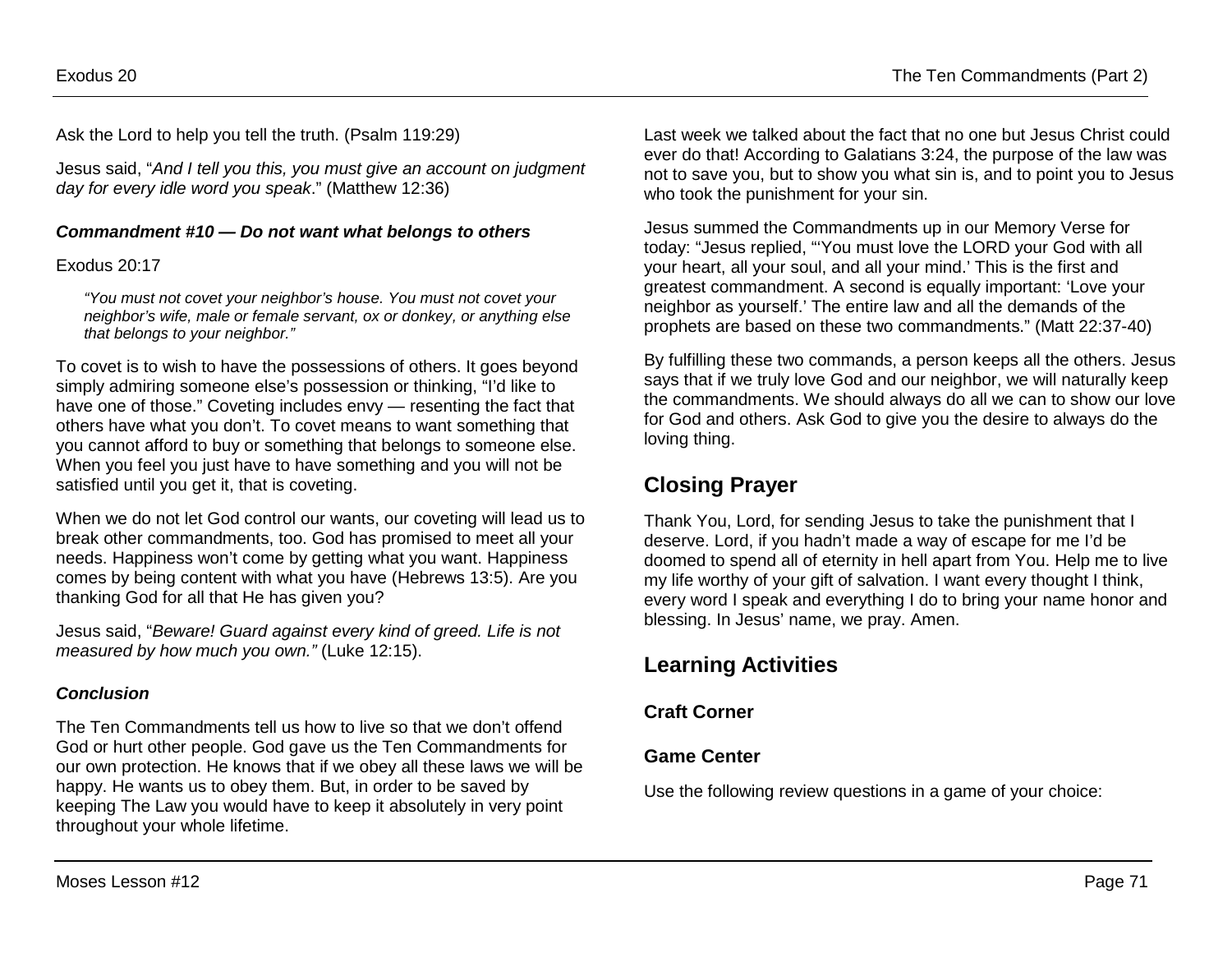Ask the Lord to help you tell the truth. (Psalm 119:29)

Jesus said, "*And I tell you this, you must give an account on judgment day for every idle word you speak*." (Matthew 12:36)

***Commandment #10 — Do not want what belongs to others***

Exodus 20:17

> *"You must not covet your neighbor's house. You must not covet your neighbor's wife, male or female servant, ox or donkey, or anything else that belongs to your neighbor."*

To covet is to wish to have the possessions of others. It goes beyond simply admiring someone else's possession or thinking, "I'd like to have one of those." Coveting includes envy — resenting the fact that others have what you don't. To covet means to want something that you cannot afford to buy or something that belongs to someone else. When you feel you just have to have something and you will not be satisfied until you get it, that is coveting.

When we do not let God control our wants, our coveting will lead us to break other commandments, too. God has promised to meet all your needs. Happiness won't come by getting what you want. Happiness comes by being content with what you have (Hebrews 13:5). Are you thanking God for all that He has given you?

Jesus said, "*Beware! Guard against every kind of greed. Life is not measured by how much you own."* (Luke 12:15).

***Conclusion***

The Ten Commandments tell us how to live so that we don't offend God or hurt other people. God gave us the Ten Commandments for our own protection. He knows that if we obey all these laws we will be happy. He wants us to obey them. But, in order to be saved by keeping The Law you would have to keep it absolutely in very point throughout your whole lifetime.

Last week we talked about the fact that no one but Jesus Christ could ever do that! According to Galatians 3:24, the purpose of the law was not to save you, but to show you what sin is, and to point you to Jesus who took the punishment for your sin.

Jesus summed the Commandments up in our Memory Verse for today: "Jesus replied, "'You must love the LORD your God with all your heart, all your soul, and all your mind.' This is the first and greatest commandment. A second is equally important: 'Love your neighbor as yourself.' The entire law and all the demands of the prophets are based on these two commandments." (Matt 22:37-40)

By fulfilling these two commands, a person keeps all the others. Jesus says that if we truly love God and our neighbor, we will naturally keep the commandments. We should always do all we can to show our love for God and others. Ask God to give you the desire to always do the loving thing.

## Closing Prayer

Thank You, Lord, for sending Jesus to take the punishment that I deserve. Lord, if you hadn't made a way of escape for me I'd be doomed to spend all of eternity in hell apart from You. Help me to live my life worthy of your gift of salvation. I want every thought I think, every word I speak and everything I do to bring your name honor and blessing. In Jesus' name, we pray. Amen.

## Learning Activities

### Craft Corner

### Game Center

Use the following review questions in a game of your choice: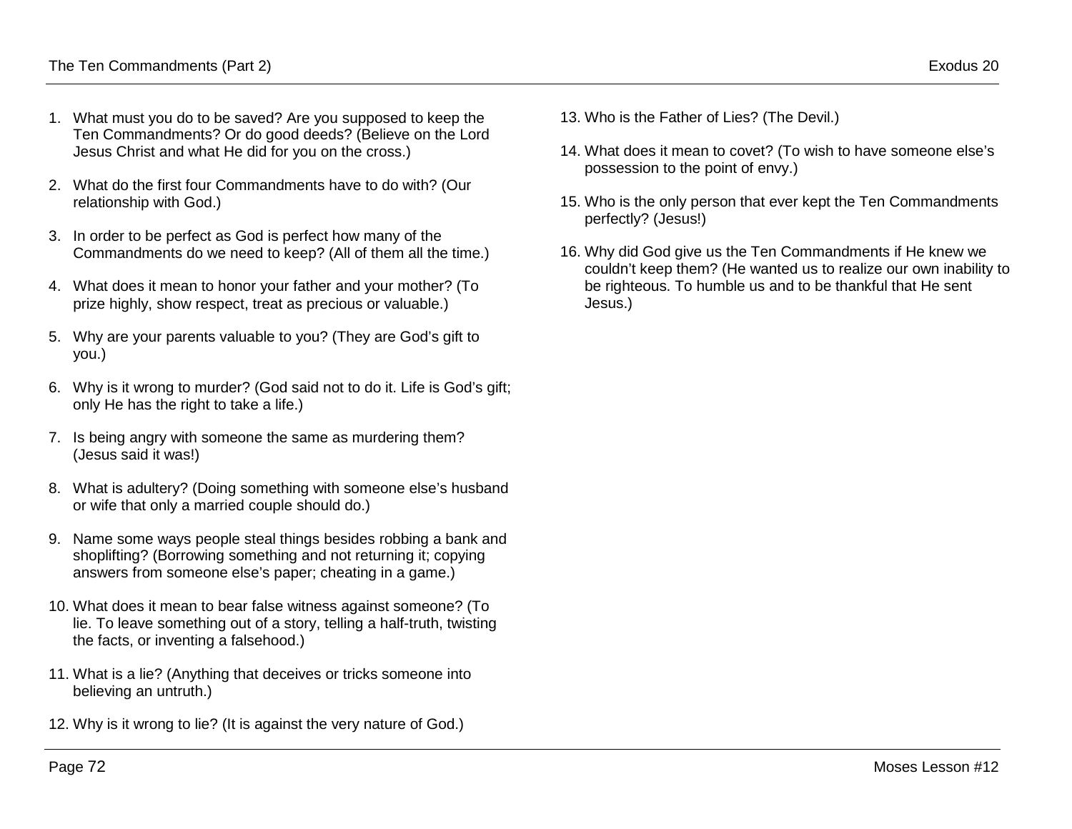1. What must you do to be saved? Are you supposed to keep the Ten Commandments? Or do good deeds? (Believe on the Lord Jesus Christ and what He did for you on the cross.)

2. What do the first four Commandments have to do with? (Our relationship with God.)

3. In order to be perfect as God is perfect how many of the Commandments do we need to keep? (All of them all the time.)

4. What does it mean to honor your father and your mother? (To prize highly, show respect, treat as precious or valuable.)

5. Why are your parents valuable to you? (They are God's gift to you.)

6. Why is it wrong to murder? (God said not to do it. Life is God's gift; only He has the right to take a life.)

7. Is being angry with someone the same as murdering them? (Jesus said it was!)

8. What is adultery? (Doing something with someone else's husband or wife that only a married couple should do.)

9. Name some ways people steal things besides robbing a bank and shoplifting? (Borrowing something and not returning it; copying answers from someone else's paper; cheating in a game.)

10. What does it mean to bear false witness against someone? (To lie. To leave something out of a story, telling a half-truth, twisting the facts, or inventing a falsehood.)

11. What is a lie? (Anything that deceives or tricks someone into believing an untruth.)

12. Why is it wrong to lie? (It is against the very nature of God.)

13. Who is the Father of Lies? (The Devil.)

14. What does it mean to covet? (To wish to have someone else's possession to the point of envy.)

15. Who is the only person that ever kept the Ten Commandments perfectly? (Jesus!)

16. Why did God give us the Ten Commandments if He knew we couldn't keep them? (He wanted us to realize our own inability to be righteous. To humble us and to be thankful that He sent Jesus.)